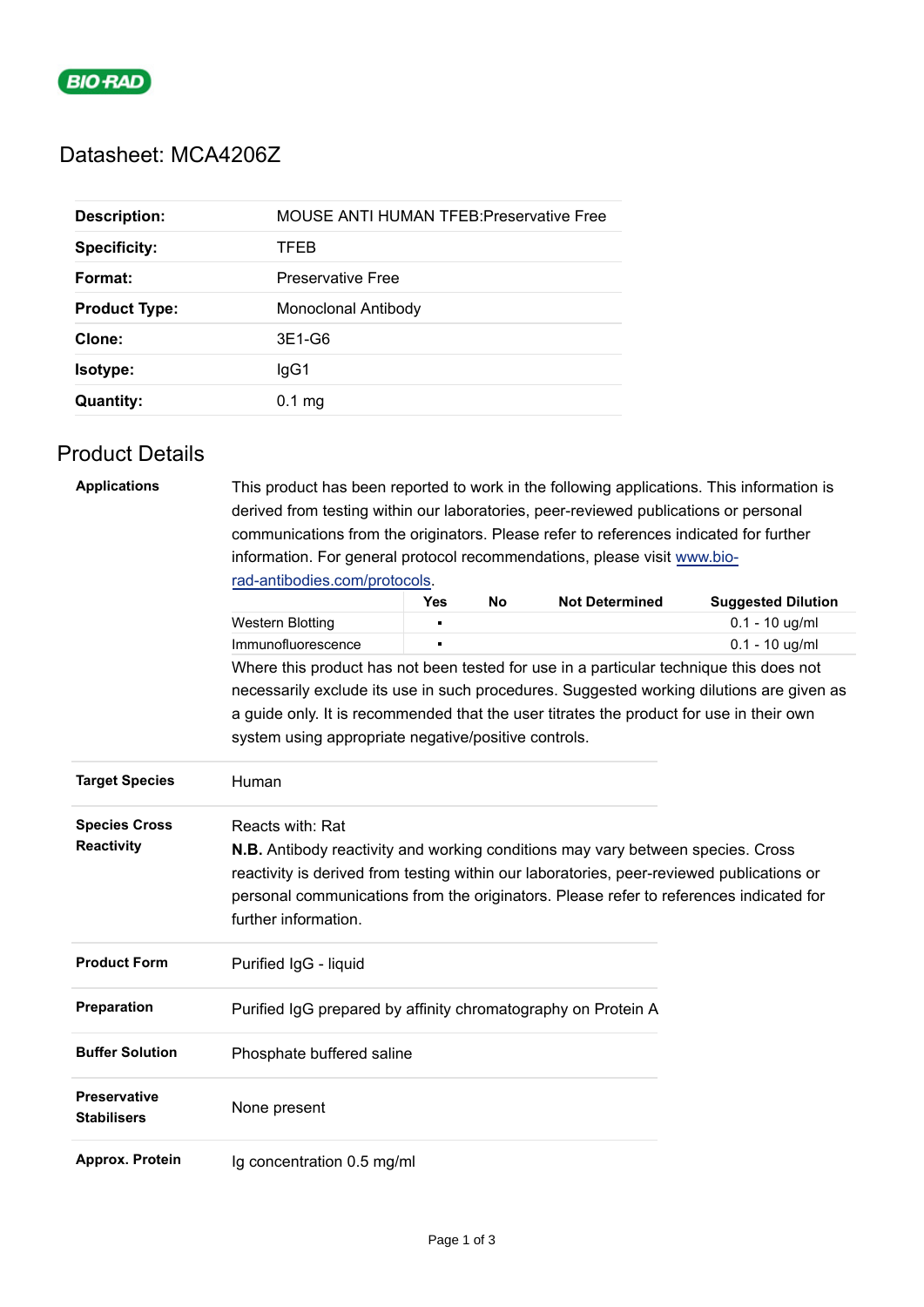BIO-RAD

# Datasheet: MCA4206Z

| | |
|---|---|
| **Description:** | MOUSE ANTI HUMAN TFEB:Preservative Free |
| **Specificity:** | TFEB |
| **Format:** | Preservative Free |
| **Product Type:** | Monoclonal Antibody |
| **Clone:** | 3E1-G6 |
| **Isotype:** | IgG1 |
| **Quantity:** | 0.1 mg |

## Product Details

**Applications**

This product has been reported to work in the following applications. This information is derived from testing within our laboratories, peer-reviewed publications or personal communications from the originators. Please refer to references indicated for further information. For general protocol recommendations, please visit [www.bio-rad-antibodies.com/protocols](www.bio-rad-antibodies.com/protocols).

| | Yes | No | Not Determined | Suggested Dilution |
|---|---|---|---|---|
| Western Blotting | ▪ | | | 0.1 - 10 ug/ml |
| Immunofluorescence | ▪ | | | 0.1 - 10 ug/ml |

Where this product has not been tested for use in a particular technique this does not necessarily exclude its use in such procedures. Suggested working dilutions are given as a guide only. It is recommended that the user titrates the product for use in their own system using appropriate negative/positive controls.

**Target Species**

Human

**Species Cross Reactivity**

Reacts with: Rat

**N.B.** Antibody reactivity and working conditions may vary between species. Cross reactivity is derived from testing within our laboratories, peer-reviewed publications or personal communications from the originators. Please refer to references indicated for further information.

**Product Form**

Purified IgG - liquid

**Preparation**

Purified IgG prepared by affinity chromatography on Protein A

**Buffer Solution**

Phosphate buffered saline

**Preservative Stabilisers**

None present

**Approx. Protein**

Ig concentration 0.5 mg/ml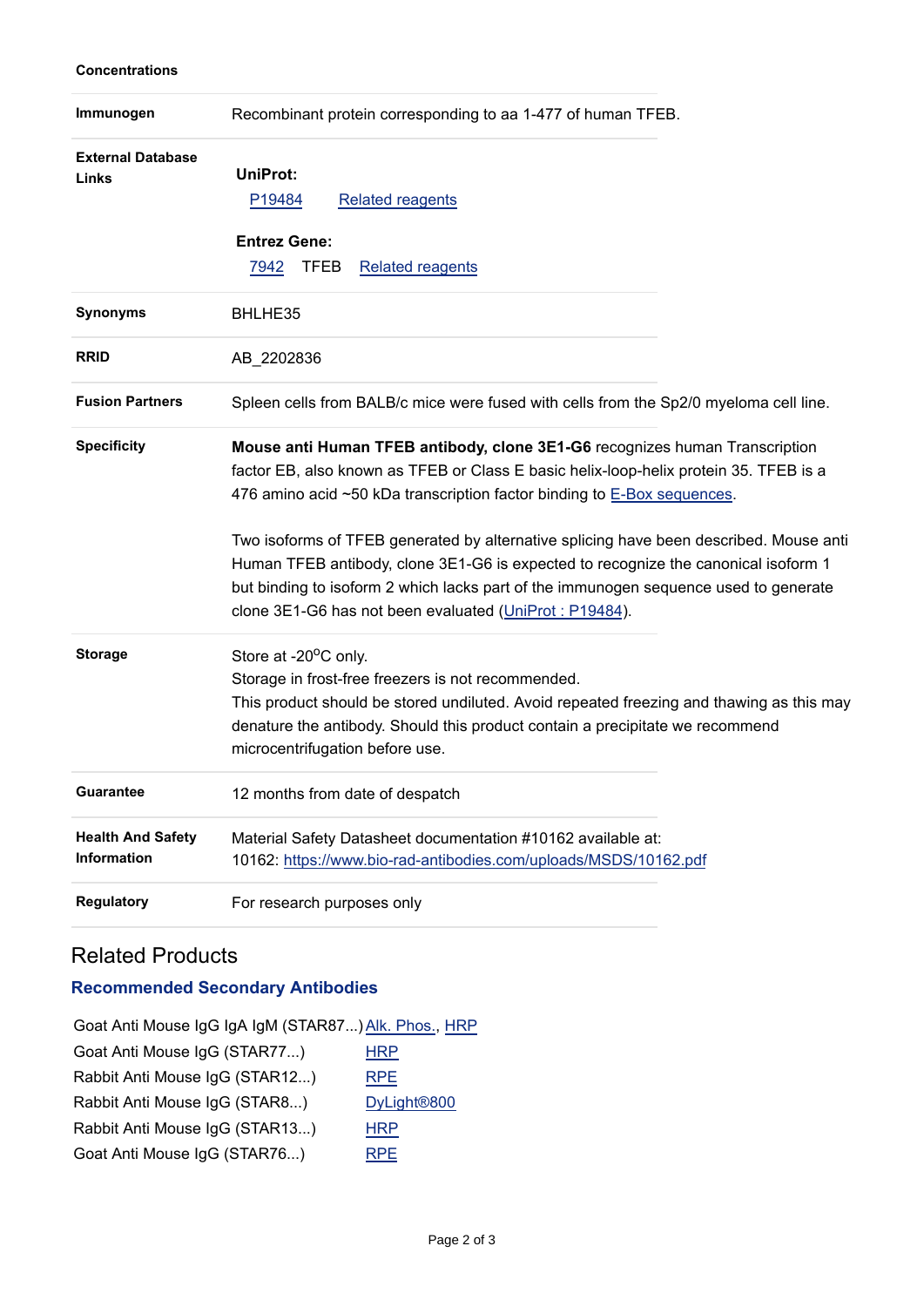| | |
|---|---|
| **Concentrations** | |
| **Immunogen** | Recombinant protein corresponding to aa 1-477 of human TFEB. |
| **External Database Links** | **UniProt:** P19484 Related reagents **Entrez Gene:** 7942 TFEB Related reagents |
| **Synonyms** | BHLHE35 |
| **RRID** | AB_2202836 |
| **Fusion Partners** | Spleen cells from BALB/c mice were fused with cells from the Sp2/0 myeloma cell line. |
| **Specificity** | **Mouse anti Human TFEB antibody, clone 3E1-G6** recognizes human Transcription factor EB, also known as TFEB or Class E basic helix-loop-helix protein 35. TFEB is a 476 amino acid ~50 kDa transcription factor binding to E-Box sequences. Two isoforms of TFEB generated by alternative splicing have been described. Mouse anti Human TFEB antibody, clone 3E1-G6 is expected to recognize the canonical isoform 1 but binding to isoform 2 which lacks part of the immunogen sequence used to generate clone 3E1-G6 has not been evaluated (UniProt : P19484). |
| **Storage** | Store at -20°C only. Storage in frost-free freezers is not recommended. This product should be stored undiluted. Avoid repeated freezing and thawing as this may denature the antibody. Should this product contain a precipitate we recommend microcentrifugation before use. |
| **Guarantee** | 12 months from date of despatch |
| **Health And Safety Information** | Material Safety Datasheet documentation #10162 available at: 10162: https://www.bio-rad-antibodies.com/uploads/MSDS/10162.pdf |
| **Regulatory** | For research purposes only |

## Related Products

### Recommended Secondary Antibodies

| | |
|---|---|
| Goat Anti Mouse IgG IgA IgM (STAR87...) | Alk. Phos., HRP |
| Goat Anti Mouse IgG (STAR77...) | HRP |
| Rabbit Anti Mouse IgG (STAR12...) | RPE |
| Rabbit Anti Mouse IgG (STAR8...) | DyLight®800 |
| Rabbit Anti Mouse IgG (STAR13...) | HRP |
| Goat Anti Mouse IgG (STAR76...) | RPE |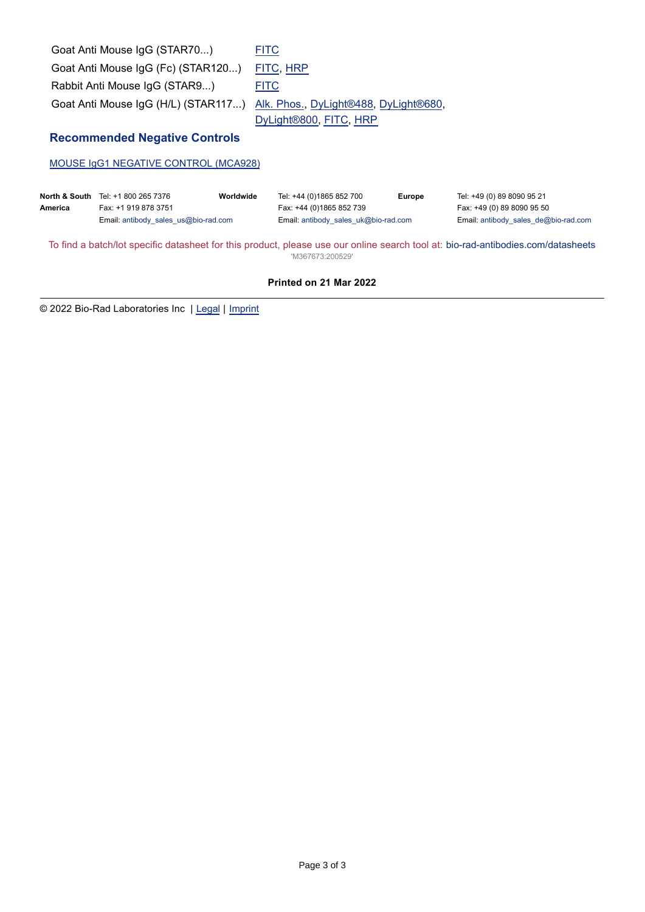| | |
|---|---|
| Goat Anti Mouse IgG (STAR70...) | FITC |
| Goat Anti Mouse IgG (Fc) (STAR120...) | FITC, HRP |
| Rabbit Anti Mouse IgG (STAR9...) | FITC |
| Goat Anti Mouse IgG (H/L) (STAR117...) | Alk. Phos., DyLight®488, DyLight®680, DyLight®800, FITC, HRP |

## Recommended Negative Controls

MOUSE IgG1 NEGATIVE CONTROL (MCA928)

| | | | | | |
|---|---|---|---|---|---|
| **North & South America** | Tel: +1 800 265 7376<br>Fax: +1 919 878 3751<br>Email: antibody_sales_us@bio-rad.com | **Worldwide** | Tel: +44 (0)1865 852 700<br>Fax: +44 (0)1865 852 739<br>Email: antibody_sales_uk@bio-rad.com | **Europe** | Tel: +49 (0) 89 8090 95 21<br>Fax: +49 (0) 89 8090 95 50<br>Email: antibody_sales_de@bio-rad.com |

To find a batch/lot specific datasheet for this product, please use our online search tool at: bio-rad-antibodies.com/datasheets

'M367673:200529'

**Printed on 21 Mar 2022**

© 2022 Bio-Rad Laboratories Inc | Legal | Imprint